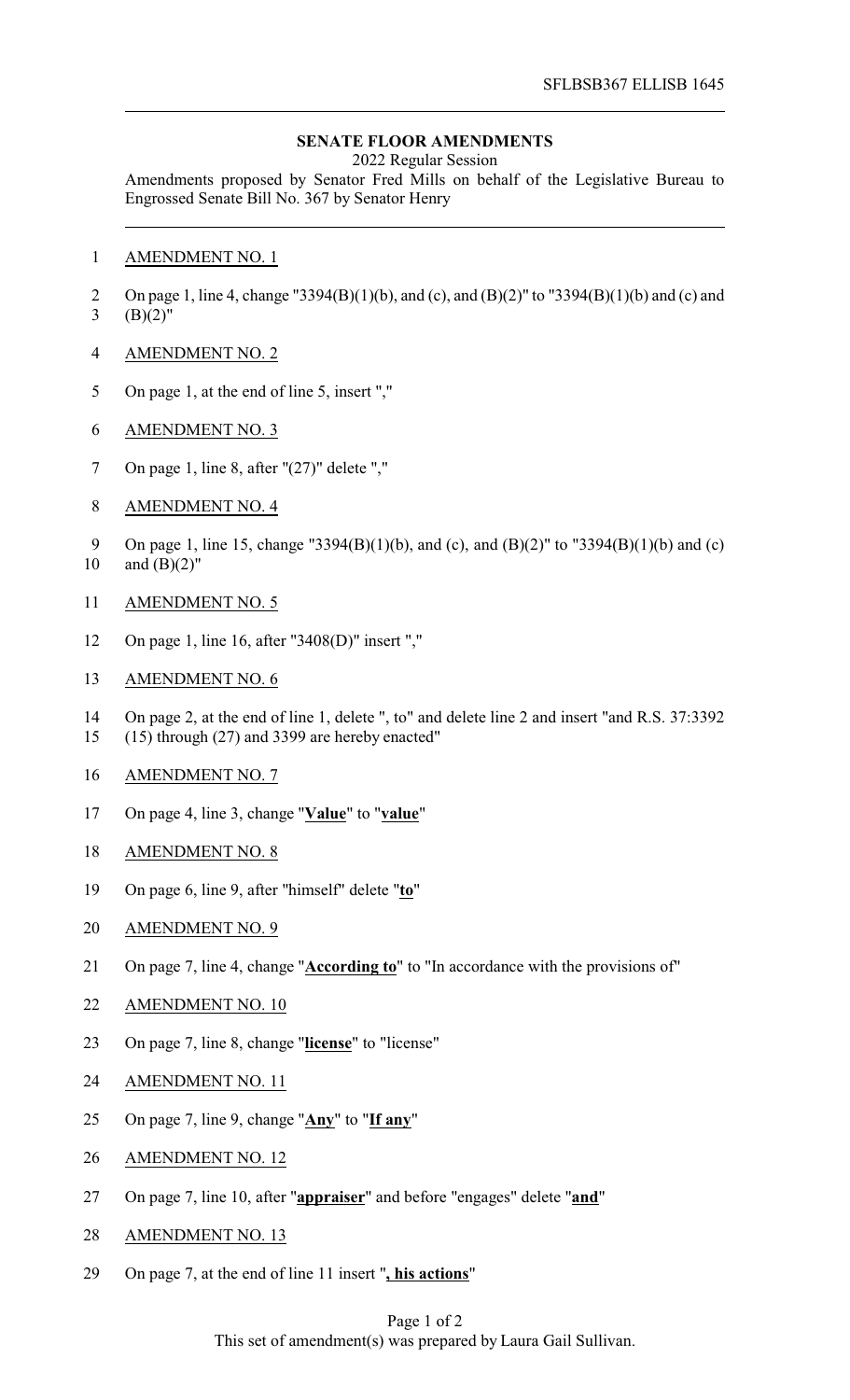SFLBSB367 ELLISB 1645

**SENATE FLOOR AMENDMENTS**

2022 Regular Session

Amendments proposed by Senator Fred Mills on behalf of the Legislative Bureau to Engrossed Senate Bill No. 367 by Senator Henry

1 AMENDMENT NO. 1

2 On page 1, line 4, change "3394(B)(1)(b), and (c), and (B)(2)" to "3394(B)(1)(b) and (c) and
3 (B)(2)"

4 AMENDMENT NO. 2

5 On page 1, at the end of line 5, insert ","

6 AMENDMENT NO. 3

7 On page 1, line 8, after "(27)" delete ","

8 AMENDMENT NO. 4

9 On page 1, line 15, change "3394(B)(1)(b), and (c), and (B)(2)" to "3394(B)(1)(b) and (c)
10 and (B)(2)"

11 AMENDMENT NO. 5

12 On page 1, line 16, after "3408(D)" insert ","

13 AMENDMENT NO. 6

14 On page 2, at the end of line 1, delete ", to" and delete line 2 and insert "and R.S. 37:3392
15 (15) through (27) and 3399 are hereby enacted"

16 AMENDMENT NO. 7

17 On page 4, line 3, change "**Value**" to "**value**"

18 AMENDMENT NO. 8

19 On page 6, line 9, after "himself" delete "**to**"

20 AMENDMENT NO. 9

21 On page 7, line 4, change "**According to**" to "In accordance with the provisions of"

22 AMENDMENT NO. 10

23 On page 7, line 8, change "**license**" to "license"

24 AMENDMENT NO. 11

25 On page 7, line 9, change "**Any**" to "**If any**"

26 AMENDMENT NO. 12

27 On page 7, line 10, after "**appraiser**" and before "engages" delete "**and**"

28 AMENDMENT NO. 13

29 On page 7, at the end of line 11 insert "**, his actions**"

This set of amendment(s) was prepared by Laura Gail Sullivan.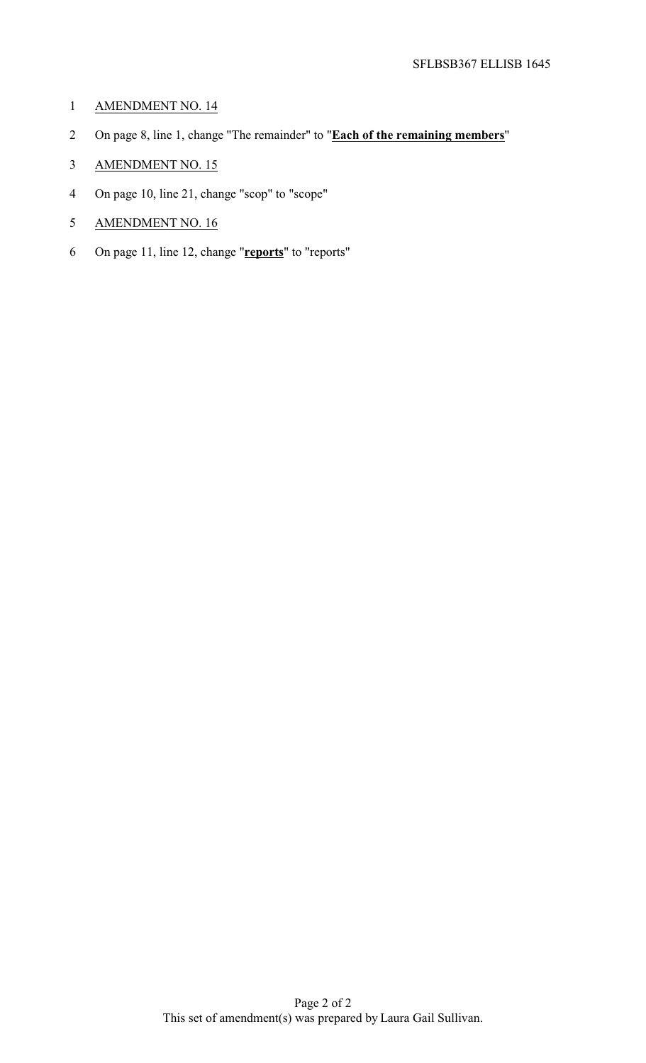SFLBSB367 ELLISB 1645

1 AMENDMENT NO. 14

2 On page 8, line 1, change "The remainder" to "**Each of the remaining members**"

3 AMENDMENT NO. 15

4 On page 10, line 21, change "scop" to "scope"

5 AMENDMENT NO. 16

6 On page 11, line 12, change "**reports**" to "reports"

This set of amendment(s) was prepared by Laura Gail Sullivan.